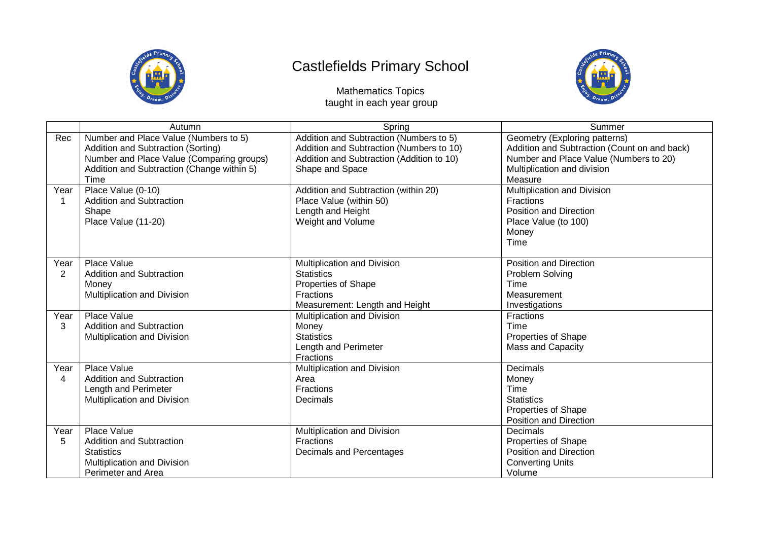# Castlefields Primary School

Mathematics Topics
taught in each year group

| | Autumn | Spring | Summer |
|---|---|---|---|
| Rec | Number and Place Value (Numbers to 5)<br>Addition and Subtraction (Sorting)<br>Number and Place Value (Comparing groups)<br>Addition and Subtraction (Change within 5)<br>Time | Addition and Subtraction (Numbers to 5)<br>Addition and Subtraction (Numbers to 10)<br>Addition and Subtraction (Addition to 10)<br>Shape and Space | Geometry (Exploring patterns)<br>Addition and Subtraction (Count on and back)<br>Number and Place Value (Numbers to 20)<br>Multiplication and division<br>Measure |
| Year 1 | Place Value (0-10)<br>Addition and Subtraction<br>Shape<br>Place Value (11-20) | Addition and Subtraction (within 20)<br>Place Value (within 50)<br>Length and Height<br>Weight and Volume | Multiplication and Division<br>Fractions<br>Position and Direction<br>Place Value (to 100)<br>Money<br>Time |
| Year 2 | Place Value<br>Addition and Subtraction<br>Money<br>Multiplication and Division | Multiplication and Division<br>Statistics<br>Properties of Shape<br>Fractions<br>Measurement: Length and Height | Position and Direction<br>Problem Solving<br>Time<br>Measurement<br>Investigations |
| Year 3 | Place Value<br>Addition and Subtraction<br>Multiplication and Division | Multiplication and Division<br>Money<br>Statistics<br>Length and Perimeter<br>Fractions | Fractions<br>Time<br>Properties of Shape<br>Mass and Capacity |
| Year 4 | Place Value<br>Addition and Subtraction<br>Length and Perimeter<br>Multiplication and Division | Multiplication and Division<br>Area<br>Fractions<br>Decimals | Decimals<br>Money<br>Time<br>Statistics<br>Properties of Shape<br>Position and Direction |
| Year 5 | Place Value<br>Addition and Subtraction<br>Statistics<br>Multiplication and Division<br>Perimeter and Area | Multiplication and Division<br>Fractions<br>Decimals and Percentages | Decimals<br>Properties of Shape<br>Position and Direction<br>Converting Units<br>Volume |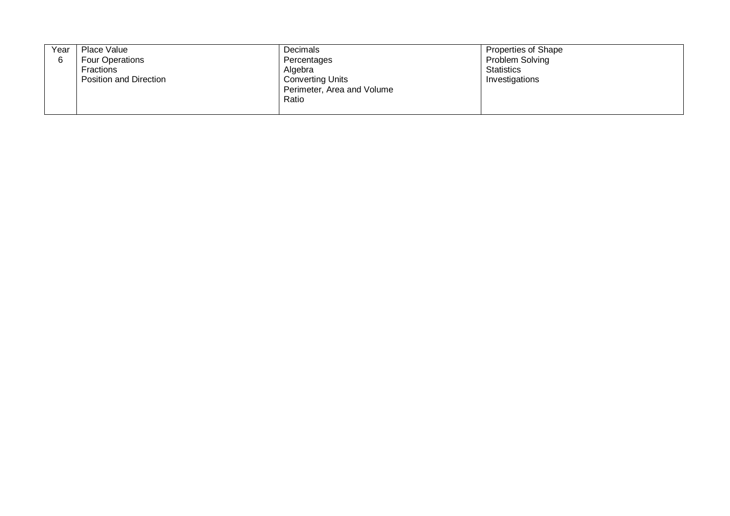| | | | |
|---|---|---|---|
| Year 6 | Place Value<br>Four Operations<br>Fractions<br>Position and Direction | Decimals<br>Percentages<br>Algebra<br>Converting Units<br>Perimeter, Area and Volume<br>Ratio | Properties of Shape<br>Problem Solving<br>Statistics<br>Investigations |